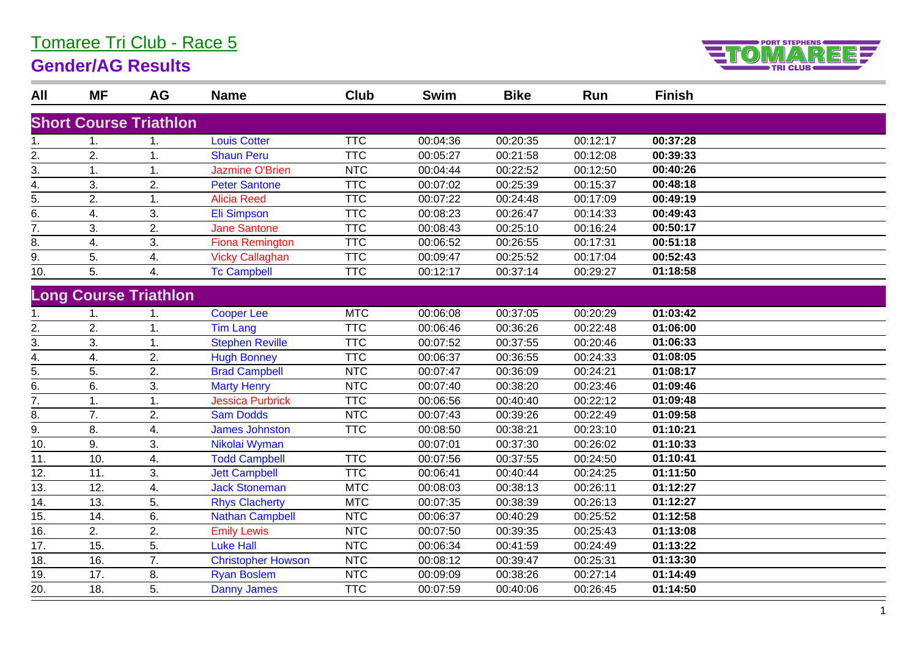# Tomaree Tri Club - Race 5

## Gender/AG Results

| All | MF | AG | Name | Club | Swim | Bike | Run | Finish |
|---|---|---|---|---|---|---|---|---|
| **Short Course Triathlon** | | | | | | | | |
| 1. | 1. | 1. | Louis Cotter | TTC | 00:04:36 | 00:20:35 | 00:12:17 | **00:37:28** |
| 2. | 2. | 1. | Shaun Peru | TTC | 00:05:27 | 00:21:58 | 00:12:08 | **00:39:33** |
| 3. | 1. | 1. | Jazmine O'Brien | NTC | 00:04:44 | 00:22:52 | 00:12:50 | **00:40:26** |
| 4. | 3. | 2. | Peter Santone | TTC | 00:07:02 | 00:25:39 | 00:15:37 | **00:48:18** |
| 5. | 2. | 1. | Alicia Reed | TTC | 00:07:22 | 00:24:48 | 00:17:09 | **00:49:19** |
| 6. | 4. | 3. | Eli Simpson | TTC | 00:08:23 | 00:26:47 | 00:14:33 | **00:49:43** |
| 7. | 3. | 2. | Jane Santone | TTC | 00:08:43 | 00:25:10 | 00:16:24 | **00:50:17** |
| 8. | 4. | 3. | Fiona Remington | TTC | 00:06:52 | 00:26:55 | 00:17:31 | **00:51:18** |
| 9. | 5. | 4. | Vicky Callaghan | TTC | 00:09:47 | 00:25:52 | 00:17:04 | **00:52:43** |
| 10. | 5. | 4. | Tc Campbell | TTC | 00:12:17 | 00:37:14 | 00:29:27 | **01:18:58** |
| **Long Course Triathlon** | | | | | | | | |
| 1. | 1. | 1. | Cooper Lee | MTC | 00:06:08 | 00:37:05 | 00:20:29 | **01:03:42** |
| 2. | 2. | 1. | Tim Lang | TTC | 00:06:46 | 00:36:26 | 00:22:48 | **01:06:00** |
| 3. | 3. | 1. | Stephen Reville | TTC | 00:07:52 | 00:37:55 | 00:20:46 | **01:06:33** |
| 4. | 4. | 2. | Hugh Bonney | TTC | 00:06:37 | 00:36:55 | 00:24:33 | **01:08:05** |
| 5. | 5. | 2. | Brad Campbell | NTC | 00:07:47 | 00:36:09 | 00:24:21 | **01:08:17** |
| 6. | 6. | 3. | Marty Henry | NTC | 00:07:40 | 00:38:20 | 00:23:46 | **01:09:46** |
| 7. | 1. | 1. | Jessica Purbrick | TTC | 00:06:56 | 00:40:40 | 00:22:12 | **01:09:48** |
| 8. | 7. | 2. | Sam Dodds | NTC | 00:07:43 | 00:39:26 | 00:22:49 | **01:09:58** |
| 9. | 8. | 4. | James Johnston | TTC | 00:08:50 | 00:38:21 | 00:23:10 | **01:10:21** |
| 10. | 9. | 3. | Nikolai Wyman | | 00:07:01 | 00:37:30 | 00:26:02 | **01:10:33** |
| 11. | 10. | 4. | Todd Campbell | TTC | 00:07:56 | 00:37:55 | 00:24:50 | **01:10:41** |
| 12. | 11. | 3. | Jett Campbell | TTC | 00:06:41 | 00:40:44 | 00:24:25 | **01:11:50** |
| 13. | 12. | 4. | Jack Stoneman | MTC | 00:08:03 | 00:38:13 | 00:26:11 | **01:12:27** |
| 14. | 13. | 5. | Rhys Clacherty | MTC | 00:07:35 | 00:38:39 | 00:26:13 | **01:12:27** |
| 15. | 14. | 6. | Nathan Campbell | NTC | 00:06:37 | 00:40:29 | 00:25:52 | **01:12:58** |
| 16. | 2. | 2. | Emily Lewis | NTC | 00:07:50 | 00:39:35 | 00:25:43 | **01:13:08** |
| 17. | 15. | 5. | Luke Hall | NTC | 00:06:34 | 00:41:59 | 00:24:49 | **01:13:22** |
| 18. | 16. | 7. | Christopher Howson | NTC | 00:08:12 | 00:39:47 | 00:25:31 | **01:13:30** |
| 19. | 17. | 8. | Ryan Boslem | NTC | 00:09:09 | 00:38:26 | 00:27:14 | **01:14:49** |
| 20. | 18. | 5. | Danny James | TTC | 00:07:59 | 00:40:06 | 00:26:45 | **01:14:50** |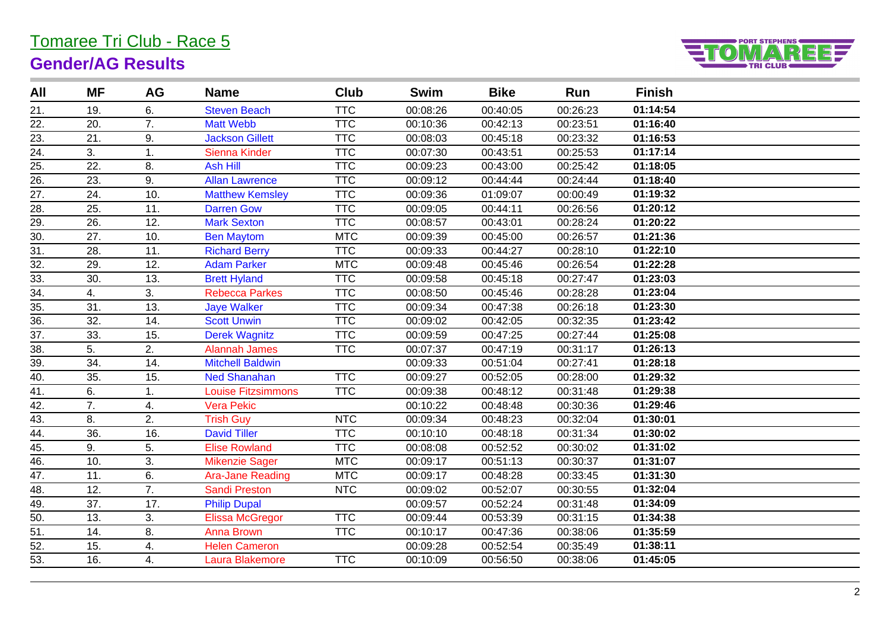# Tomaree Tri Club - Race 5

## Gender/AG Results

| All | MF | AG | Name | Club | Swim | Bike | Run | Finish |
|---|---|---|---|---|---|---|---|---|
| 21. | 19. | 6. | Steven Beach | TTC | 00:08:26 | 00:40:05 | 00:26:23 | **01:14:54** |
| 22. | 20. | 7. | Matt Webb | TTC | 00:10:36 | 00:42:13 | 00:23:51 | **01:16:40** |
| 23. | 21. | 9. | Jackson Gillett | TTC | 00:08:03 | 00:45:18 | 00:23:32 | **01:16:53** |
| 24. | 3. | 1. | Sienna Kinder | TTC | 00:07:30 | 00:43:51 | 00:25:53 | **01:17:14** |
| 25. | 22. | 8. | Ash Hill | TTC | 00:09:23 | 00:43:00 | 00:25:42 | **01:18:05** |
| 26. | 23. | 9. | Allan Lawrence | TTC | 00:09:12 | 00:44:44 | 00:24:44 | **01:18:40** |
| 27. | 24. | 10. | Matthew Kemsley | TTC | 00:09:36 | 01:09:07 | 00:00:49 | **01:19:32** |
| 28. | 25. | 11. | Darren Gow | TTC | 00:09:05 | 00:44:11 | 00:26:56 | **01:20:12** |
| 29. | 26. | 12. | Mark Sexton | TTC | 00:08:57 | 00:43:01 | 00:28:24 | **01:20:22** |
| 30. | 27. | 10. | Ben Maytom | MTC | 00:09:39 | 00:45:00 | 00:26:57 | **01:21:36** |
| 31. | 28. | 11. | Richard Berry | TTC | 00:09:33 | 00:44:27 | 00:28:10 | **01:22:10** |
| 32. | 29. | 12. | Adam Parker | MTC | 00:09:48 | 00:45:46 | 00:26:54 | **01:22:28** |
| 33. | 30. | 13. | Brett Hyland | TTC | 00:09:58 | 00:45:18 | 00:27:47 | **01:23:03** |
| 34. | 4. | 3. | Rebecca Parkes | TTC | 00:08:50 | 00:45:46 | 00:28:28 | **01:23:04** |
| 35. | 31. | 13. | Jaye Walker | TTC | 00:09:34 | 00:47:38 | 00:26:18 | **01:23:30** |
| 36. | 32. | 14. | Scott Unwin | TTC | 00:09:02 | 00:42:05 | 00:32:35 | **01:23:42** |
| 37. | 33. | 15. | Derek Wagnitz | TTC | 00:09:59 | 00:47:25 | 00:27:44 | **01:25:08** |
| 38. | 5. | 2. | Alannah James | TTC | 00:07:37 | 00:47:19 | 00:31:17 | **01:26:13** |
| 39. | 34. | 14. | Mitchell Baldwin | | 00:09:33 | 00:51:04 | 00:27:41 | **01:28:18** |
| 40. | 35. | 15. | Ned Shanahan | TTC | 00:09:27 | 00:52:05 | 00:28:00 | **01:29:32** |
| 41. | 6. | 1. | Louise Fitzsimmons | TTC | 00:09:38 | 00:48:12 | 00:31:48 | **01:29:38** |
| 42. | 7. | 4. | Vera Pekic | | 00:10:22 | 00:48:48 | 00:30:36 | **01:29:46** |
| 43. | 8. | 2. | Trish Guy | NTC | 00:09:34 | 00:48:23 | 00:32:04 | **01:30:01** |
| 44. | 36. | 16. | David Tiller | TTC | 00:10:10 | 00:48:18 | 00:31:34 | **01:30:02** |
| 45. | 9. | 5. | Elise Rowland | TTC | 00:08:08 | 00:52:52 | 00:30:02 | **01:31:02** |
| 46. | 10. | 3. | Mikenzie Sager | MTC | 00:09:17 | 00:51:13 | 00:30:37 | **01:31:07** |
| 47. | 11. | 6. | Ara-Jane Reading | MTC | 00:09:17 | 00:48:28 | 00:33:45 | **01:31:30** |
| 48. | 12. | 7. | Sandi Preston | NTC | 00:09:02 | 00:52:07 | 00:30:55 | **01:32:04** |
| 49. | 37. | 17. | Philip Dupal | | 00:09:57 | 00:52:24 | 00:31:48 | **01:34:09** |
| 50. | 13. | 3. | Elissa McGregor | TTC | 00:09:44 | 00:53:39 | 00:31:15 | **01:34:38** |
| 51. | 14. | 8. | Anna Brown | TTC | 00:10:17 | 00:47:36 | 00:38:06 | **01:35:59** |
| 52. | 15. | 4. | Helen Cameron | | 00:09:28 | 00:52:54 | 00:35:49 | **01:38:11** |
| 53. | 16. | 4. | Laura Blakemore | TTC | 00:10:09 | 00:56:50 | 00:38:06 | **01:45:05** |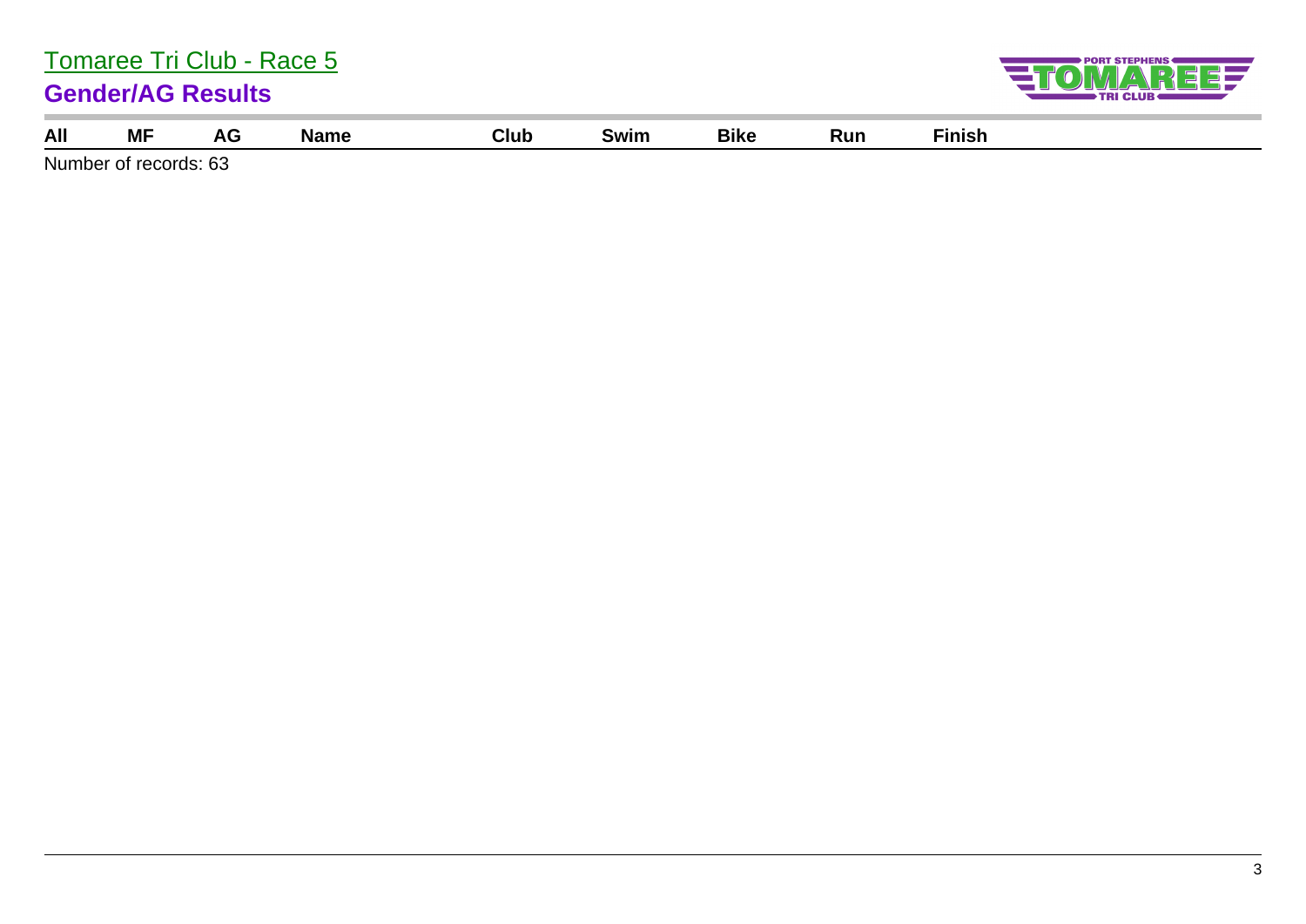# Tomaree Tri Club - Race 5

## Gender/AG Results

| All | MF | AG | Name | Club | Swim | Bike | Run | Finish |
|---|---|---|---|---|---|---|---|---|

Number of records: 63